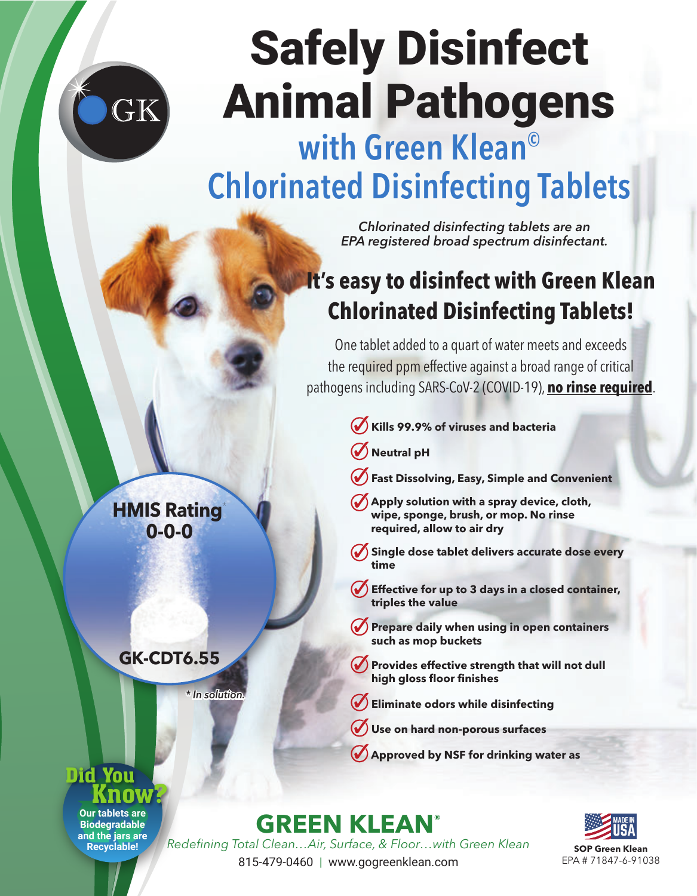# Safely Disinfect Animal Pathogens

## with Green Klean© Chlorinated Disinfecting Tablets

*Chlorinated disinfecting tablets are an EPA registered broad spectrum disinfectant.*

## It's easy to disinfect with Green Klean Chlorinated Disinfecting Tablets!

One tablet added to a quart of water meets and exceeds the required ppm effective against a broad range of critical pathogens including SARS-CoV-2 (COVID-19), **no rinse required**.

- **Kills 99.9% of viruses and bacteria**
- **Neutral pH**
- **Fast Dissolving, Easy, Simple and Convenient**
- **Apply solution with a spray device, cloth, wipe, sponge, brush, or mop. No rinse required, allow to air dry**
- **Single dose tablet delivers accurate dose every time**
- **Effective for up to 3 days in a closed container, triples the value**
- **Prepare daily when using in open containers such as mop buckets**
- **Provides effective strength that will not dull high gloss floor finishes**
- **Eliminate odors while disinfecting**
- **Use on hard non-porous surfaces**
- **Approved by NSF for drinking water as**

**HMIS Rating*** **0-0-0**

**GK-CDT6.55**

***In solution.***

**Did You Know?**
**Our tablets are Biodegradable and the jars are Recyclable!**

**GREEN KLEAN®**

*Redefining Total Clean…Air, Surface, & Floor…with Green Klean*

815-479-0460 | www.gogreenklean.com

MADE IN USA

**SOP Green Klean**
EPA # 71847-6-91038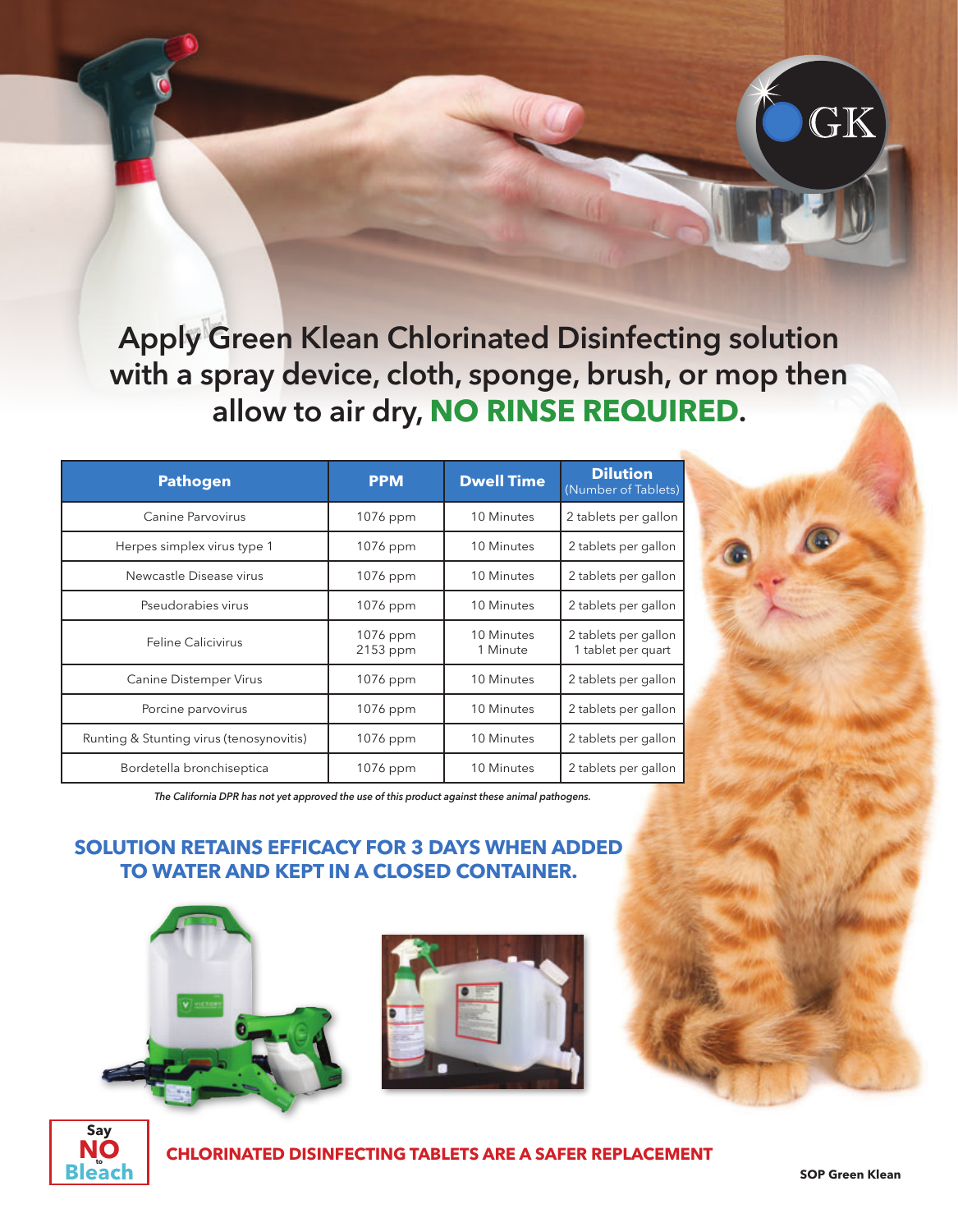## Apply Green Klean Chlorinated Disinfecting solution with a spray device, cloth, sponge, brush, or mop then allow to air dry, **NO RINSE REQUIRED**.

| Pathogen | PPM | Dwell Time | Dilution (Number of Tablets) |
|---|---|---|---|
| Canine Parvovirus | 1076 ppm | 10 Minutes | 2 tablets per gallon |
| Herpes simplex virus type 1 | 1076 ppm | 10 Minutes | 2 tablets per gallon |
| Newcastle Disease virus | 1076 ppm | 10 Minutes | 2 tablets per gallon |
| Pseudorabies virus | 1076 ppm | 10 Minutes | 2 tablets per gallon |
| Feline Calicivirus | 1076 ppm<br>2153 ppm | 10 Minutes<br>1 Minute | 2 tablets per gallon<br>1 tablet per quart |
| Canine Distemper Virus | 1076 ppm | 10 Minutes | 2 tablets per gallon |
| Porcine parvovirus | 1076 ppm | 10 Minutes | 2 tablets per gallon |
| Runting & Stunting virus (tenosynovitis) | 1076 ppm | 10 Minutes | 2 tablets per gallon |
| Bordetella bronchiseptica | 1076 ppm | 10 Minutes | 2 tablets per gallon |

*The California DPR has not yet approved the use of this product against these animal pathogens.*

### SOLUTION RETAINS EFFICACY FOR 3 DAYS WHEN ADDED TO WATER AND KEPT IN A CLOSED CONTAINER.

Say NO to Bleach

**CHLORINATED DISINFECTING TABLETS ARE A SAFER REPLACEMENT**

**SOP Green Klean**